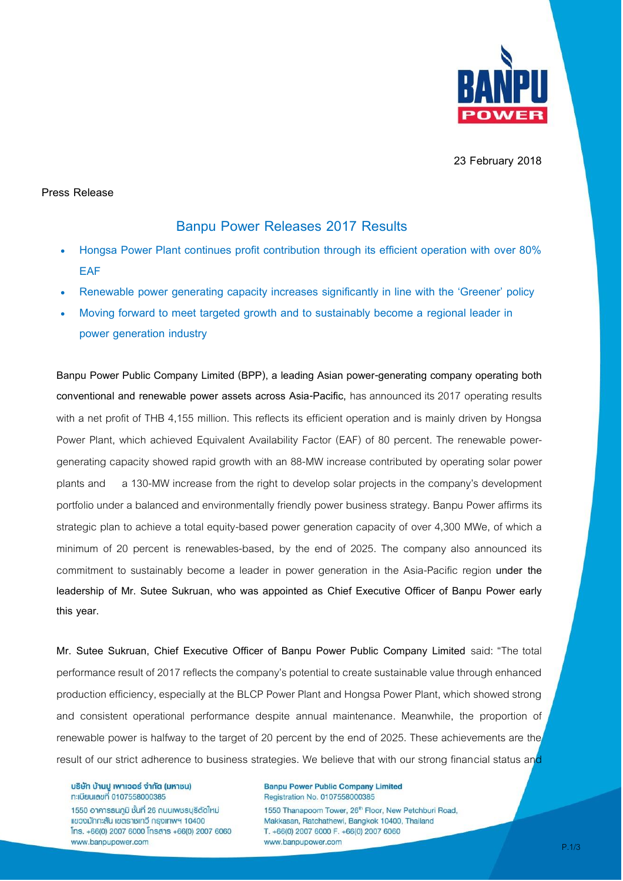23 February 2018

Press Release

## Banpu Power Releases 2017 Results

- Hongsa Power Plant continues profit contribution through its efficient operation with over 80% EAF
- Renewable power generating capacity increases significantly in line with the 'Greener' policy
- Moving forward to meet targeted growth and to sustainably become a regional leader in power generation industry

**Banpu Power Public Company Limited (BPP), a leading Asian power-generating company operating both conventional and renewable power assets across Asia-Pacific,** has announced its 2017 operating results with a net profit of THB 4,155 million. This reflects its efficient operation and is mainly driven by Hongsa Power Plant, which achieved Equivalent Availability Factor (EAF) of 80 percent. The renewable power-generating capacity showed rapid growth with an 88-MW increase contributed by operating solar power plants and a 130-MW increase from the right to develop solar projects in the company's development portfolio under a balanced and environmentally friendly power business strategy. Banpu Power affirms its strategic plan to achieve a total equity-based power generation capacity of over 4,300 MWe, of which a minimum of 20 percent is renewables-based, by the end of 2025. The company also announced its commitment to sustainably become a leader in power generation in the Asia-Pacific region **under the leadership of Mr. Sutee Sukruan, who was appointed as Chief Executive Officer of Banpu Power early this year.**

**Mr. Sutee Sukruan, Chief Executive Officer of Banpu Power Public Company Limited** said: "The total performance result of 2017 reflects the company's potential to create sustainable value through enhanced production efficiency, especially at the BLCP Power Plant and Hongsa Power Plant, which showed strong and consistent operational performance despite annual maintenance. Meanwhile, the proportion of renewable power is halfway to the target of 20 percent by the end of 2025. These achievements are the result of our strict adherence to business strategies. We believe that with our strong financial status and

บริษัท บ้านปู เพาเวอร์ จำกัด (มหาชน)
ทะเบียนเลขที่ 0107558000385
1550 อาคารธนภูมิ ชั้นที่ 26 ถนนเพชรบุรีตัดใหม่
แขวงมักกะสัน เขตราชเทวี กรุงเทพฯ 10400
โทร. +66(0) 2007 6000 โทรสาร +66(0) 2007 6060
www.banpupower.com

Banpu Power Public Company Limited
Registration No. 0107558000385
1550 Thanapoom Tower, 26th Floor, New Petchburi Road,
Makkasan, Ratchathewi, Bangkok 10400, Thailand
T. +66(0) 2007 6000 F. +66(0) 2007 6060
www.banpupower.com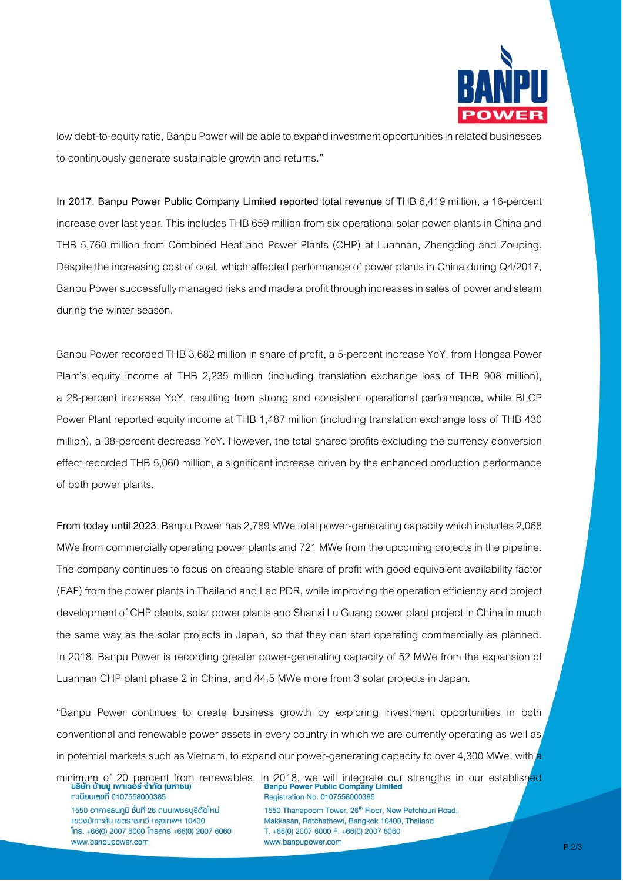low debt-to-equity ratio, Banpu Power will be able to expand investment opportunities in related businesses to continuously generate sustainable growth and returns."

**In 2017, Banpu Power Public Company Limited reported total revenue** of THB 6,419 million, a 16-percent increase over last year. This includes THB 659 million from six operational solar power plants in China and THB 5,760 million from Combined Heat and Power Plants (CHP) at Luannan, Zhengding and Zouping. Despite the increasing cost of coal, which affected performance of power plants in China during Q4/2017, Banpu Power successfully managed risks and made a profit through increases in sales of power and steam during the winter season.

Banpu Power recorded THB 3,682 million in share of profit, a 5-percent increase YoY, from Hongsa Power Plant's equity income at THB 2,235 million (including translation exchange loss of THB 908 million), a 28-percent increase YoY, resulting from strong and consistent operational performance, while BLCP Power Plant reported equity income at THB 1,487 million (including translation exchange loss of THB 430 million), a 38-percent decrease YoY. However, the total shared profits excluding the currency conversion effect recorded THB 5,060 million, a significant increase driven by the enhanced production performance of both power plants.

**From today until 2023**, Banpu Power has 2,789 MWe total power-generating capacity which includes 2,068 MWe from commercially operating power plants and 721 MWe from the upcoming projects in the pipeline. The company continues to focus on creating stable share of profit with good equivalent availability factor (EAF) from the power plants in Thailand and Lao PDR, while improving the operation efficiency and project development of CHP plants, solar power plants and Shanxi Lu Guang power plant project in China in much the same way as the solar projects in Japan, so that they can start operating commercially as planned. In 2018, Banpu Power is recording greater power-generating capacity of 52 MWe from the expansion of Luannan CHP plant phase 2 in China, and 44.5 MWe more from 3 solar projects in Japan.

"Banpu Power continues to create business growth by exploring investment opportunities in both conventional and renewable power assets in every country in which we are currently operating as well as in potential markets such as Vietnam, to expand our power-generating capacity to over 4,300 MWe, with a minimum of 20 percent from renewables. In 2018, we will integrate our strengths in our established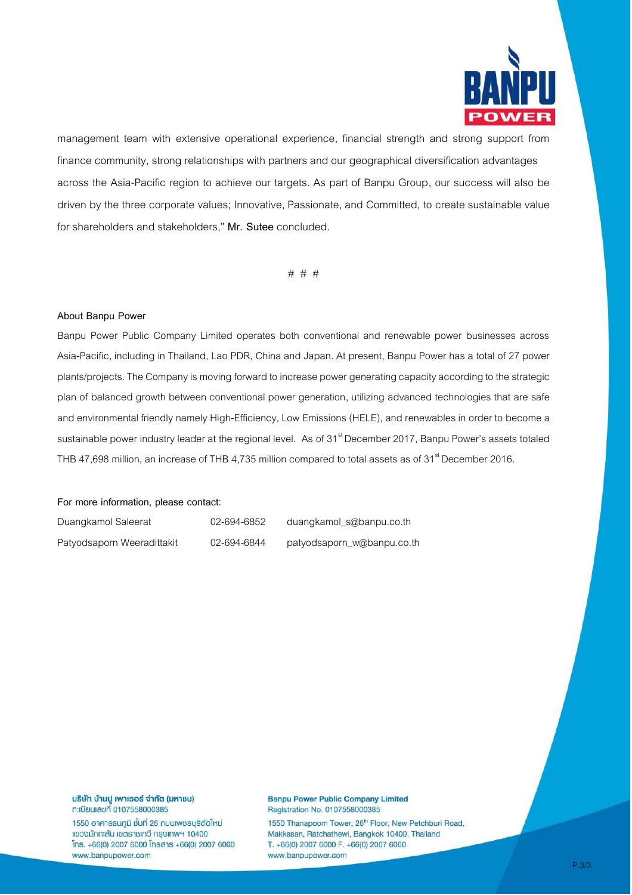management team with extensive operational experience, financial strength and strong support from finance community, strong relationships with partners and our geographical diversification advantages across the Asia-Pacific region to achieve our targets. As part of Banpu Group, our success will also be driven by the three corporate values; Innovative, Passionate, and Committed, to create sustainable value for shareholders and stakeholders," **Mr. Sutee** concluded.

# # #

**About Banpu Power**

Banpu Power Public Company Limited operates both conventional and renewable power businesses across Asia-Pacific, including in Thailand, Lao PDR, China and Japan. At present, Banpu Power has a total of 27 power plants/projects. The Company is moving forward to increase power generating capacity according to the strategic plan of balanced growth between conventional power generation, utilizing advanced technologies that are safe and environmental friendly namely High-Efficiency, Low Emissions (HELE), and renewables in order to become a sustainable power industry leader at the regional level. As of 31st December 2017, Banpu Power's assets totaled THB 47,698 million, an increase of THB 4,735 million compared to total assets as of 31st December 2016.

**For more information, please contact:**

| | | |
|---|---|---|
| Duangkamol Saleerat | 02-694-6852 | duangkamol_s@banpu.co.th |
| Patyodsaporn Weeradittakit | 02-694-6844 | patyodsaporn_w@banpu.co.th |

**บริษัท บ้านปู เพาเวอร์ จำกัด (มหาชน)**
ทะเบียนเลขที่ 0107558000385
1550 อาคารธนภูมิ ชั้นที่ 26 ถนนเพชรบุรีตัดใหม่
แขวงมักกะสัน เขตราชเทวี กรุงเทพฯ 10400
โทร. +66(0) 2007 6000 โทรสาร +66(0) 2007 6060
www.banpupower.com

**Banpu Power Public Company Limited**
Registration No. 0107558000385
1550 Thanapoom Tower, 26th Floor, New Petchburi Road,
Makkasan, Ratchathewi, Bangkok 10400, Thailand
T. +66(0) 2007 6000 F. +66(0) 2007 6060
www.banpupower.com